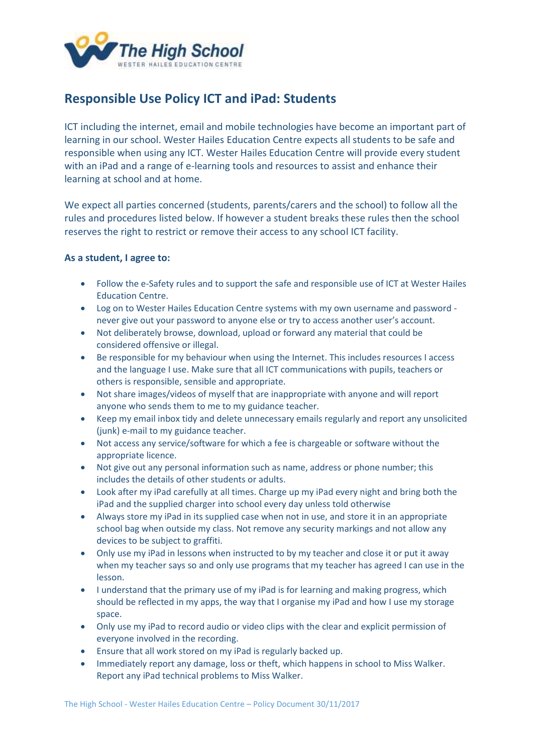The High School
WESTER HAILES EDUCATION CENTRE

# Responsible Use Policy ICT and iPad: Students

ICT including the internet, email and mobile technologies have become an important part of learning in our school. Wester Hailes Education Centre expects all students to be safe and responsible when using any ICT. Wester Hailes Education Centre will provide every student with an iPad and a range of e-learning tools and resources to assist and enhance their learning at school and at home.

We expect all parties concerned (students, parents/carers and the school) to follow all the rules and procedures listed below. If however a student breaks these rules then the school reserves the right to restrict or remove their access to any school ICT facility.

**As a student, I agree to:**

- Follow the e-Safety rules and to support the safe and responsible use of ICT at Wester Hailes Education Centre.
- Log on to Wester Hailes Education Centre systems with my own username and password - never give out your password to anyone else or try to access another user's account.
- Not deliberately browse, download, upload or forward any material that could be considered offensive or illegal.
- Be responsible for my behaviour when using the Internet. This includes resources I access and the language I use. Make sure that all ICT communications with pupils, teachers or others is responsible, sensible and appropriate.
- Not share images/videos of myself that are inappropriate with anyone and will report anyone who sends them to me to my guidance teacher.
- Keep my email inbox tidy and delete unnecessary emails regularly and report any unsolicited (junk) e-mail to my guidance teacher.
- Not access any service/software for which a fee is chargeable or software without the appropriate licence.
- Not give out any personal information such as name, address or phone number; this includes the details of other students or adults.
- Look after my iPad carefully at all times. Charge up my iPad every night and bring both the iPad and the supplied charger into school every day unless told otherwise
- Always store my iPad in its supplied case when not in use, and store it in an appropriate school bag when outside my class. Not remove any security markings and not allow any devices to be subject to graffiti.
- Only use my iPad in lessons when instructed to by my teacher and close it or put it away when my teacher says so and only use programs that my teacher has agreed I can use in the lesson.
- I understand that the primary use of my iPad is for learning and making progress, which should be reflected in my apps, the way that I organise my iPad and how I use my storage space.
- Only use my iPad to record audio or video clips with the clear and explicit permission of everyone involved in the recording.
- Ensure that all work stored on my iPad is regularly backed up.
- Immediately report any damage, loss or theft, which happens in school to Miss Walker. Report any iPad technical problems to Miss Walker.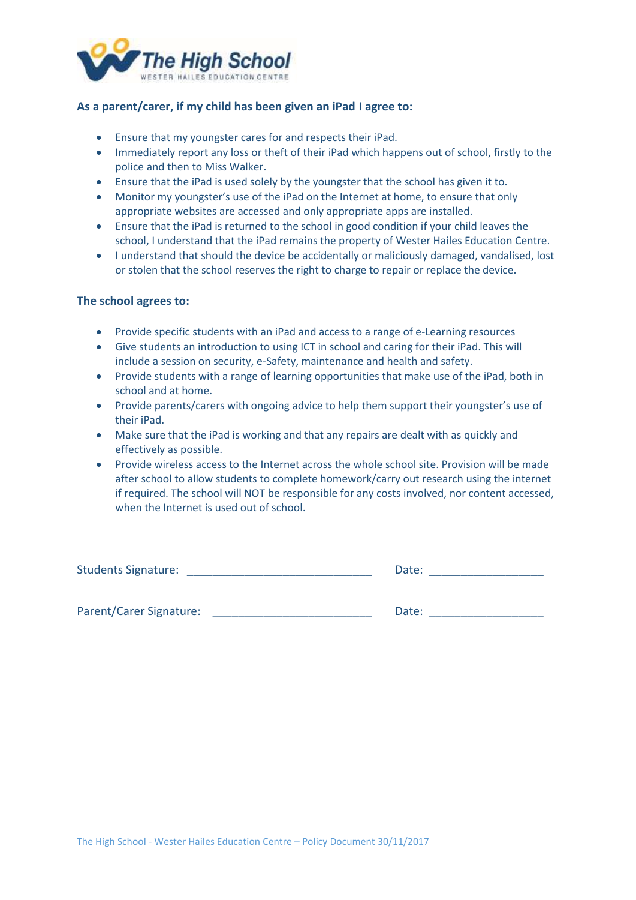**As a parent/carer, if my child has been given an iPad I agree to:**

- Ensure that my youngster cares for and respects their iPad.
- Immediately report any loss or theft of their iPad which happens out of school, firstly to the police and then to Miss Walker.
- Ensure that the iPad is used solely by the youngster that the school has given it to.
- Monitor my youngster's use of the iPad on the Internet at home, to ensure that only appropriate websites are accessed and only appropriate apps are installed.
- Ensure that the iPad is returned to the school in good condition if your child leaves the school, I understand that the iPad remains the property of Wester Hailes Education Centre.
- I understand that should the device be accidentally or maliciously damaged, vandalised, lost or stolen that the school reserves the right to charge to repair or replace the device.

**The school agrees to:**

- Provide specific students with an iPad and access to a range of e-Learning resources
- Give students an introduction to using ICT in school and caring for their iPad. This will include a session on security, e-Safety, maintenance and health and safety.
- Provide students with a range of learning opportunities that make use of the iPad, both in school and at home.
- Provide parents/carers with ongoing advice to help them support their youngster's use of their iPad.
- Make sure that the iPad is working and that any repairs are dealt with as quickly and effectively as possible.
- Provide wireless access to the Internet across the whole school site. Provision will be made after school to allow students to complete homework/carry out research using the internet if required. The school will NOT be responsible for any costs involved, nor content accessed, when the Internet is used out of school.

Students Signature: ______________________________ Date: __________________

Parent/Carer Signature: _________________________ Date: __________________